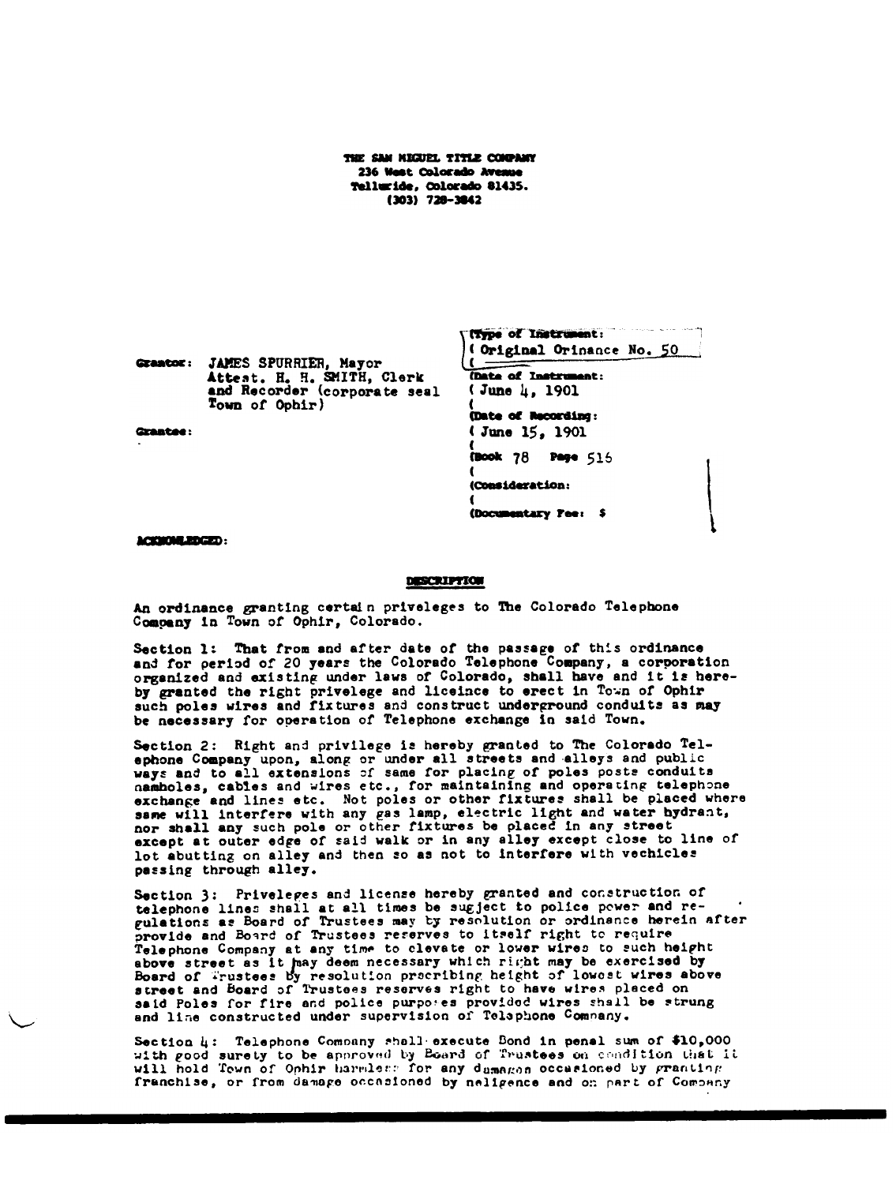THE SAN MIGUEL TITLE COMPANY
236 West Colorado Avenue
Telluride, Colorado 81435.
(303) 728-3842

Grantor: JAMES SPURRIER, Mayor
Attest. H. H. SMITH, Clerk
and Recorder (corporate seal
Town of Ophir)

Grantee:

(Type of Instrument:
( Original Orinance No. 50
(
(Date of Instrument:
( June 4, 1901
(
(Date of Recording:
( June 15, 1901
(
(Book 78 Page 516
(
(Consideration:
(
(Documentary Fee: $

ACKNOWLEDGED:

**DESCRIPTION**

An ordinance granting certain priveleges to The Colorado Telephone Company in Town of Ophir, Colorado.

Section 1: That from and after date of the passage of this ordinance and for period of 20 years the Colorado Telephone Company, a corporation organized and existing under laws of Colorado, shall have and it is hereby granted the right privelege and liceince to erect in Town of Ophir such poles wires and fixtures and construct underground conduits as may be necessary for operation of Telephone exchange in said Town.

Section 2: Right and privilege is hereby granted to The Colorado Telephone Company upon, along or under all streets and alleys and public ways and to all extensions of same for placing of poles posts conduits namholes, cables and wires etc., for maintaining and operating telephone exchange and lines etc. Not poles or other fixtures shall be placed where same will interfere with any gas lamp, electric light and water hydrant, nor shall any such pole or other fixtures be placed in any street except at outer edge of said walk or in any alley except close to line of lot abutting on alley and then so as not to interfere with vechicles passing through alley.

Section 3: Priveleges and license hereby granted and construction of telephone lines shall at all times be sugject to police power and regulations as Board of Trustees may by resolution or ordinance herein after provide and Board of Trustees reserves to itself right to require Telephone Company at any time to elevate or lower wires to such height above street as it may deem necessary which right may be exercised by Board of Trustees by resolution prscribing height of lowest wires above street and Board of Trustees reserves right to have wires placed on said Poles for fire and police purposes provided wires shall be strung and line constructed under supervision of Telephone Company.

Section 4: Telephone Company shall execute Bond in penal sum of $10,000 with good surety to be approved by Board of Trustees on condition that it will hold Town of Ophir harmless for any damages occasioned by granting franchise, or from damage occasioned by neligence and on part of Company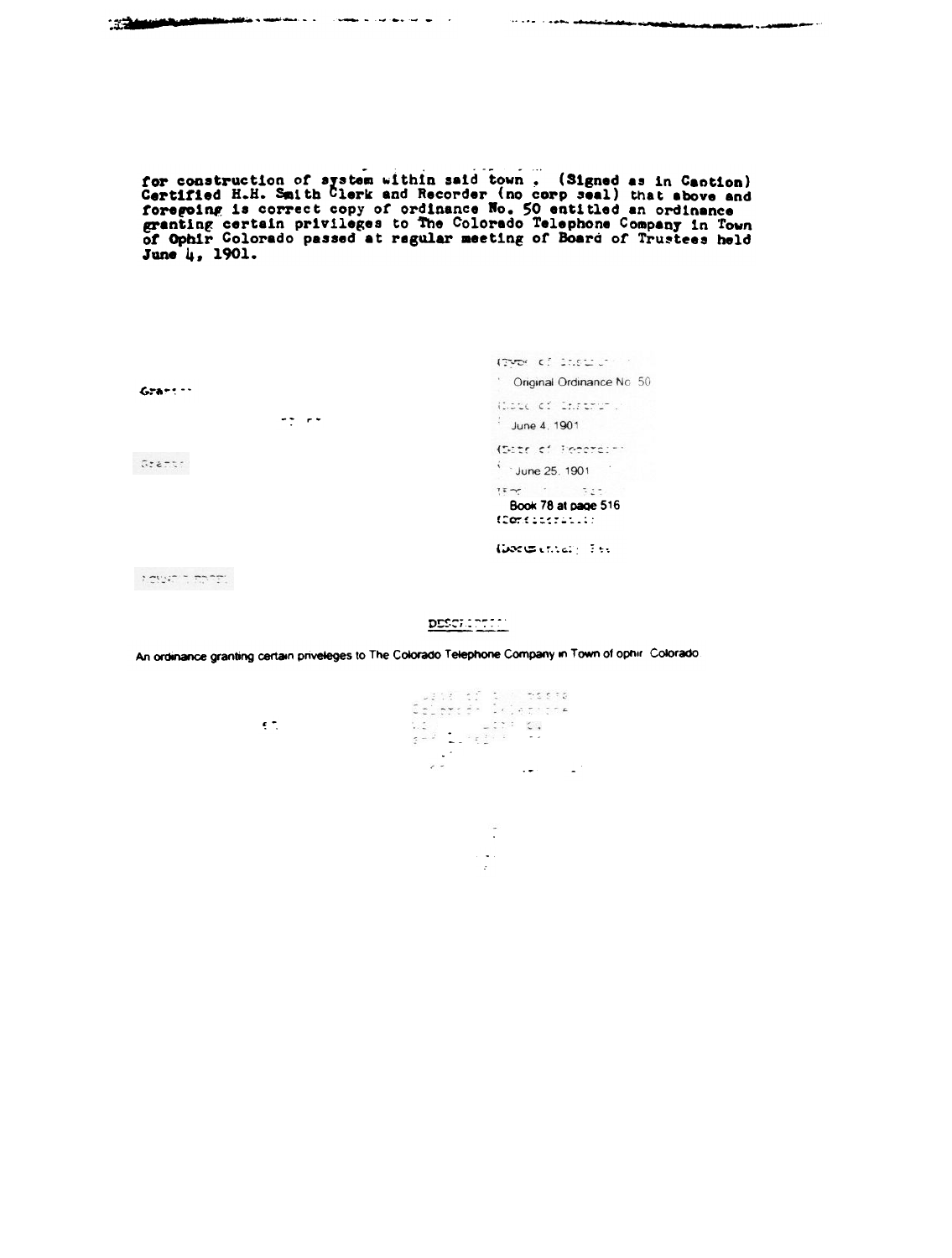for construction of system within said town. (Signed as in Caption) Certified H.H. Smith Clerk and Recorder (no corp seal) that above and foregoing is correct copy of ordinance No. 50 entitled an ordinance granting certain privileges to The Colorado Telephone Company in Town of Ophir Colorado passed at regular meeting of Board of Trustees held June 4, 1901.

(Type of Instrument)
Original Ordinance No. 50
(Date of Instrument)
June 4, 1901
(Date of Recording)
June 25, 1901
Book 78 at page 516
(Consideration)
(Documentary Fee)

Grantor

Grantee

DESCRIPTION

An ordinance granting certain priveleges to The Colorado Telephone Company in Town of ophir Colorado